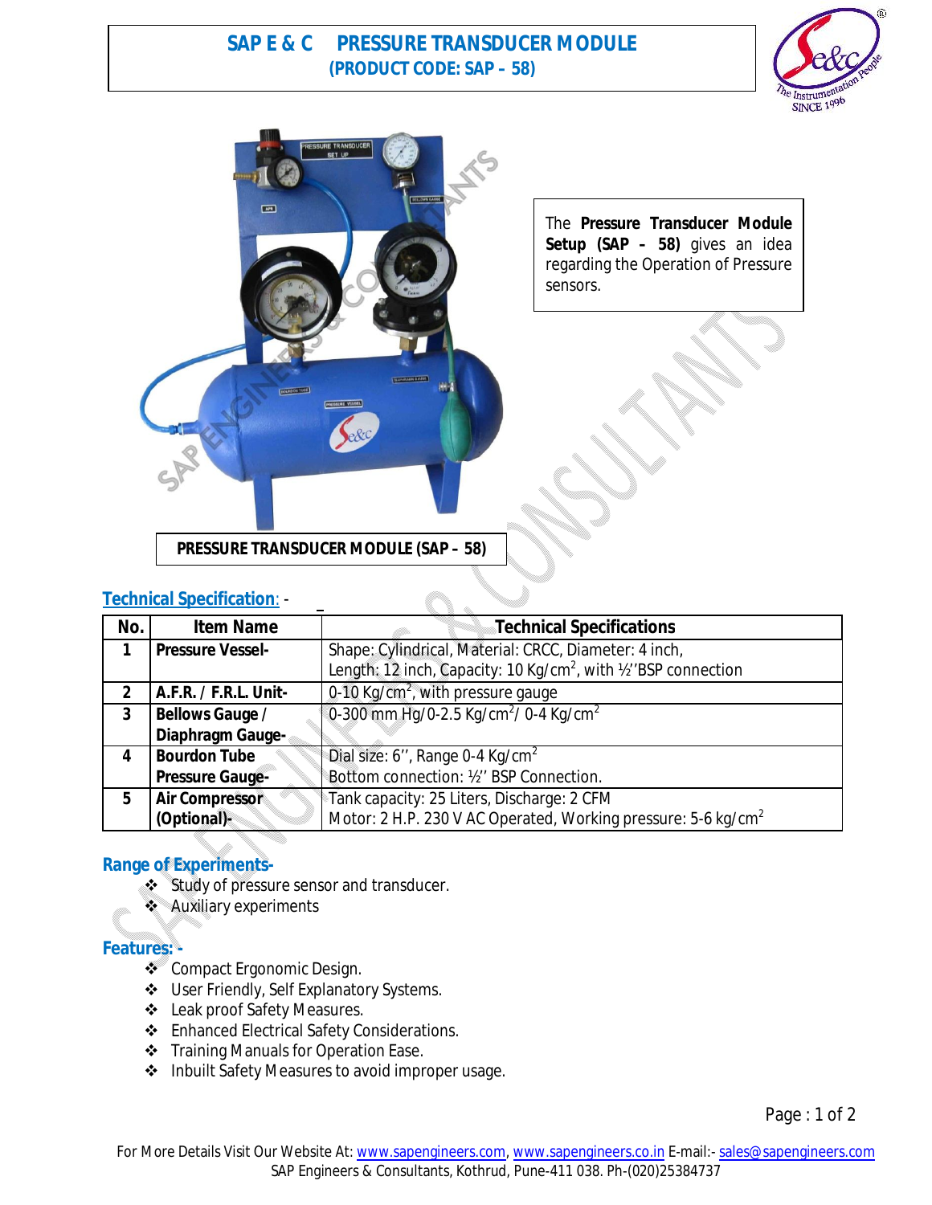# SAP E & C PRESSURE TRANSDUCER MODULE
## (PRODUCT CODE: SAP – 58)

The **Pressure Transducer Module Setup (SAP – 58)** gives an idea regarding the Operation of Pressure sensors.

**PRESSURE TRANSDUCER MODULE (SAP – 58)**

## Technical Specification: -

| No. | Item Name | Technical Specifications |
|---|---|---|
| 1 | **Pressure Vessel-** | Shape: Cylindrical, Material: CRCC, Diameter: 4 inch, Length: 12 inch, Capacity: 10 Kg/cm$^2$, with ½''BSP connection |
| 2 | **A.F.R. / F.R.L. Unit-** | 0-10 Kg/cm$^2$, with pressure gauge |
| 3 | **Bellows Gauge / Diaphragm Gauge-** | 0-300 mm Hg/0-2.5 Kg/cm$^2$/ 0-4 Kg/cm$^2$ |
| 4 | **Bourdon Tube Pressure Gauge-** | Dial size: 6'', Range 0-4 Kg/cm$^2$ Bottom connection: ½'' BSP Connection. |
| 5 | **Air Compressor (Optional)-** | Tank capacity: 25 Liters, Discharge: 2 CFM Motor: 2 H.P. 230 V AC Operated, Working pressure: 5-6 kg/cm$^2$ |

## Range of Experiments-

- Study of pressure sensor and transducer.
- Auxiliary experiments

## Features: -

- Compact Ergonomic Design.
- User Friendly, Self Explanatory Systems.
- Leak proof Safety Measures.
- Enhanced Electrical Safety Considerations.
- Training Manuals for Operation Ease.
- Inbuilt Safety Measures to avoid improper usage.

For More Details Visit Our Website At: www.sapengineers.com, www.sapengineers.co.in E-mail:- sales@sapengineers.com
SAP Engineers & Consultants, Kothrud, Pune-411 038. Ph-(020)25384737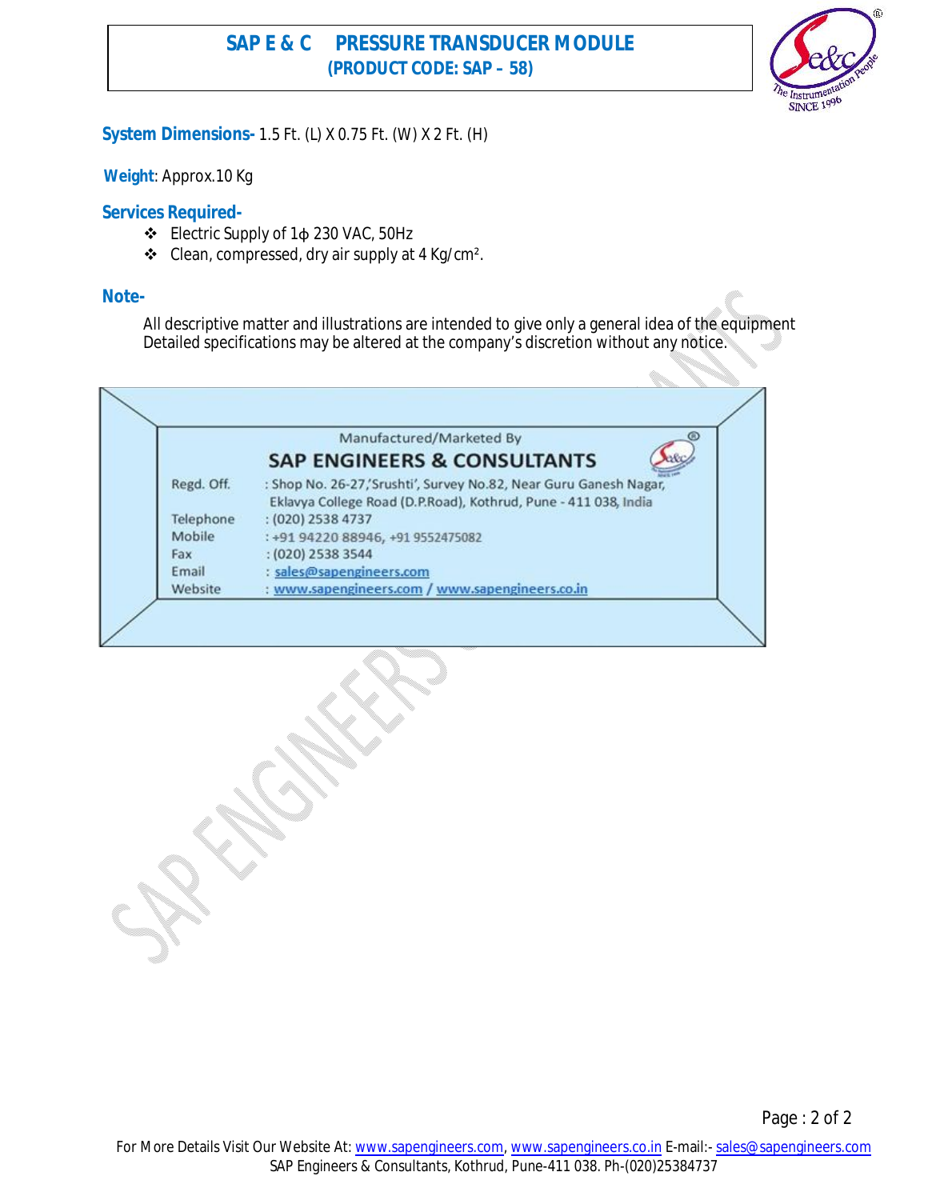# SAP E & C PRESSURE TRANSDUCER MODULE
## (PRODUCT CODE: SAP – 58)

**System Dimensions-** 1.5 Ft. (L) X 0.75 Ft. (W) X 2 Ft. (H)

**Weight**: Approx.10 Kg

**Services Required-**

- Electric Supply of 1ϕ 230 VAC, 50Hz
- Clean, compressed, dry air supply at 4 Kg/cm².

**Note-**

All descriptive matter and illustrations are intended to give only a general idea of the equipment Detailed specifications may be altered at the company's discretion without any notice.

Manufactured/Marketed By

**SAP ENGINEERS & CONSULTANTS**

| | |
|---|---|
| Regd. Off. | : Shop No. 26-27,'Srushti', Survey No.82, Near Guru Ganesh Nagar, Eklavya College Road (D.P.Road), Kothrud, Pune - 411 038, India |
| Telephone | : (020) 2538 4737 |
| Mobile | : +91 94220 88946, +91 9552475082 |
| Fax | : (020) 2538 3544 |
| Email | : sales@sapengineers.com |
| Website | : www.sapengineers.com / www.sapengineers.co.in |

For More Details Visit Our Website At: www.sapengineers.com, www.sapengineers.co.in E-mail:- sales@sapengineers.com
SAP Engineers & Consultants, Kothrud, Pune-411 038. Ph-(020)25384737